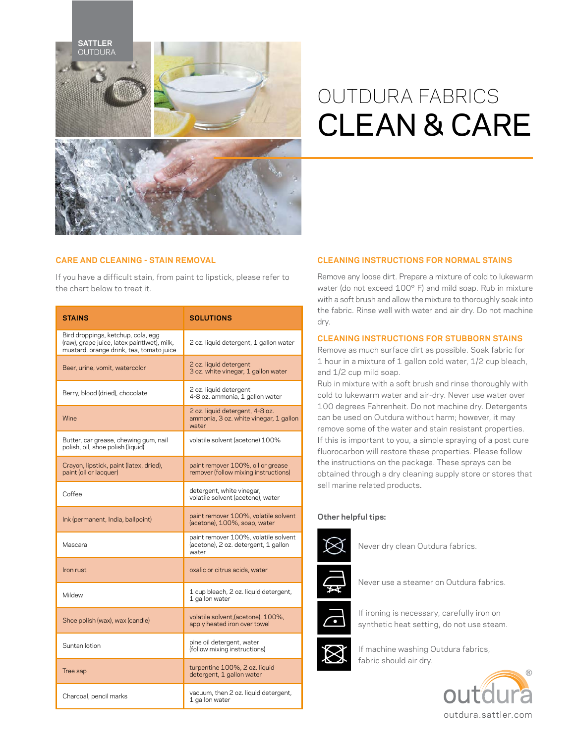SATTLER OUTDURA

# OUTDURA FABRICS CLEAN & CARE

## CARE AND CLEANING - STAIN REMOVAL

If you have a difficult stain, from paint to lipstick, please refer to the chart below to treat it.

| STAINS | SOLUTIONS |
|---|---|
| Bird droppings, ketchup, cola, egg (raw), grape juice, latex paint(wet), milk, mustard, orange drink, tea, tomato juice | 2 oz. liquid detergent, 1 gallon water |
| Beer, urine, vomit, watercolor | 2 oz. liquid detergent 3 oz. white vinegar, 1 gallon water |
| Berry, blood (dried), chocolate | 2 oz. liquid detergent 4-8 oz. ammonia, 1 gallon water |
| Wine | 2 oz. liquid detergent, 4-8 oz. ammonia, 3 oz. white vinegar, 1 gallon water |
| Butter, car grease, chewing gum, nail polish, oil, shoe polish (liquid) | volatile solvent (acetone) 100% |
| Crayon, lipstick, paint (latex, dried), paint (oil or lacquer) | paint remover 100%, oil or grease remover (follow mixing instructions) |
| Coffee | detergent, white vinegar, volatile solvent (acetone), water |
| Ink (permanent, India, ballpoint) | paint remover 100%, volatile solvent (acetone), 100%, soap, water |
| Mascara | paint remover 100%, volatile solvent (acetone), 2 oz. detergent, 1 gallon water |
| Iron rust | oxalic or citrus acids, water |
| Mildew | 1 cup bleach, 2 oz. liquid detergent, 1 gallon water |
| Shoe polish (wax), wax (candle) | volatile solvent,(acetone), 100%, apply heated iron over towel |
| Suntan lotion | pine oil detergent, water (follow mixing instructions) |
| Tree sap | turpentine 100%, 2 oz. liquid detergent, 1 gallon water |
| Charcoal, pencil marks | vacuum, then 2 oz. liquid detergent, 1 gallon water |

## CLEANING INSTRUCTIONS FOR NORMAL STAINS

Remove any loose dirt. Prepare a mixture of cold to lukewarm water (do not exceed 100° F) and mild soap. Rub in mixture with a soft brush and allow the mixture to thoroughly soak into the fabric. Rinse well with water and air dry. Do not machine dry.

## CLEANING INSTRUCTIONS FOR STUBBORN STAINS

Remove as much surface dirt as possible. Soak fabric for 1 hour in a mixture of 1 gallon cold water, 1/2 cup bleach, and 1/2 cup mild soap.

Rub in mixture with a soft brush and rinse thoroughly with cold to lukewarm water and air-dry. Never use water over 100 degrees Fahrenheit. Do not machine dry. Detergents can be used on Outdura without harm; however, it may remove some of the water and stain resistant properties. If this is important to you, a simple spraying of a post cure fluorocarbon will restore these properties. Please follow the instructions on the package. These sprays can be obtained through a dry cleaning supply store or stores that sell marine related products.

**Other helpful tips:**

- Never dry clean Outdura fabrics.
- Never use a steamer on Outdura fabrics.
- If ironing is necessary, carefully iron on synthetic heat setting, do not use steam.
- If machine washing Outdura fabrics, fabric should air dry.

outdura®

outdura.sattler.com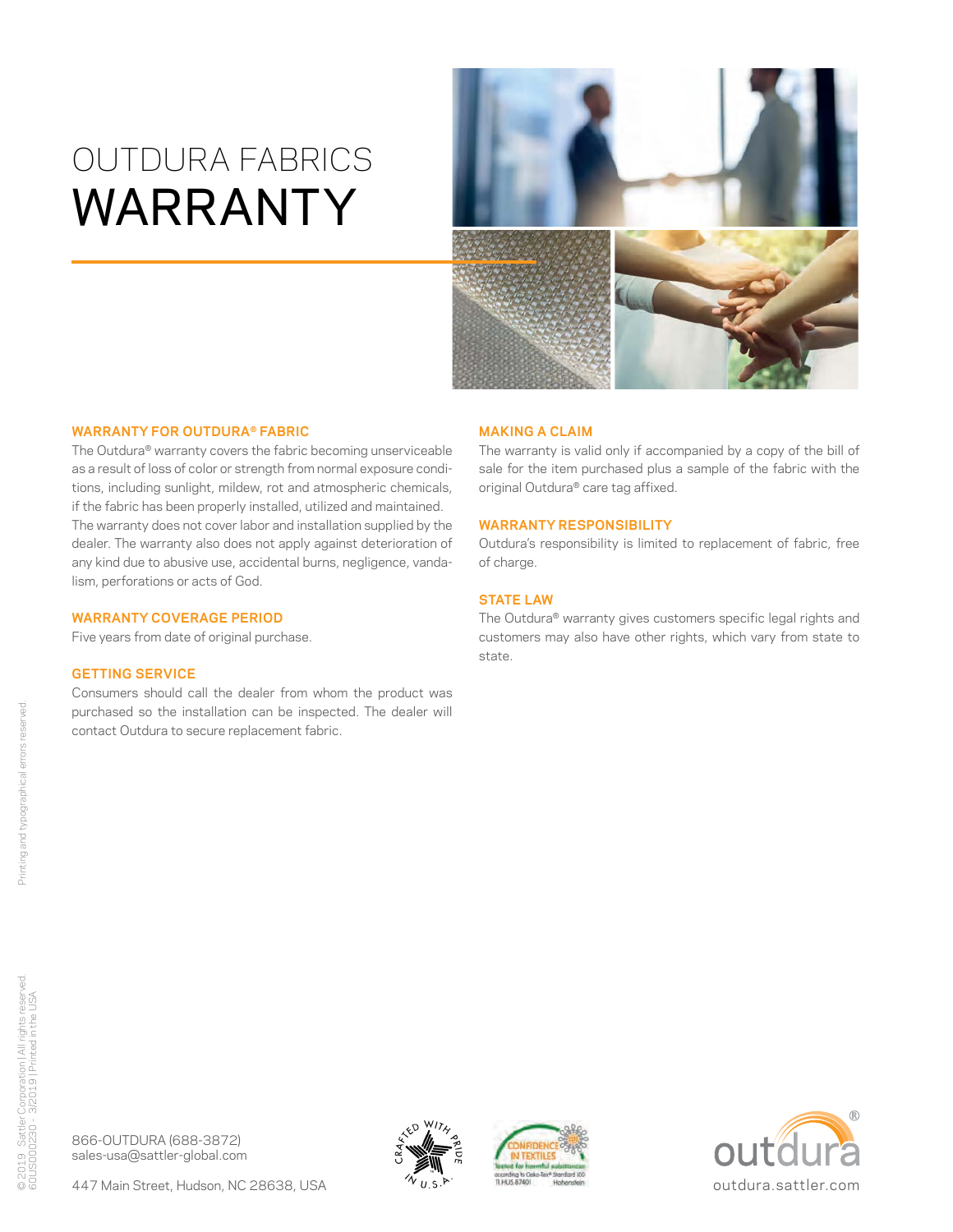# OUTDURA FABRICS WARRANTY

### WARRANTY FOR OUTDURA® FABRIC

The Outdura® warranty covers the fabric becoming unserviceable as a result of loss of color or strength from normal exposure conditions, including sunlight, mildew, rot and atmospheric chemicals, if the fabric has been properly installed, utilized and maintained. The warranty does not cover labor and installation supplied by the dealer. The warranty also does not apply against deterioration of any kind due to abusive use, accidental burns, negligence, vandalism, perforations or acts of God.

### WARRANTY COVERAGE PERIOD

Five years from date of original purchase.

### GETTING SERVICE

Consumers should call the dealer from whom the product was purchased so the installation can be inspected. The dealer will contact Outdura to secure replacement fabric.

### MAKING A CLAIM

The warranty is valid only if accompanied by a copy of the bill of sale for the item purchased plus a sample of the fabric with the original Outdura® care tag affixed.

### WARRANTY RESPONSIBILITY

Outdura's responsibility is limited to replacement of fabric, free of charge.

### STATE LAW

The Outdura® warranty gives customers specific legal rights and customers may also have other rights, which vary from state to state.

866-OUTDURA (688-3872)
sales-usa@sattler-global.com

447 Main Street, Hudson, NC 28638, USA

outdura.sattler.com

© 2019 Sattler Corporation | All rights reserved. 60US000230 - 3/2019 | Printed in the USA

Printing and typographical errors reserved.